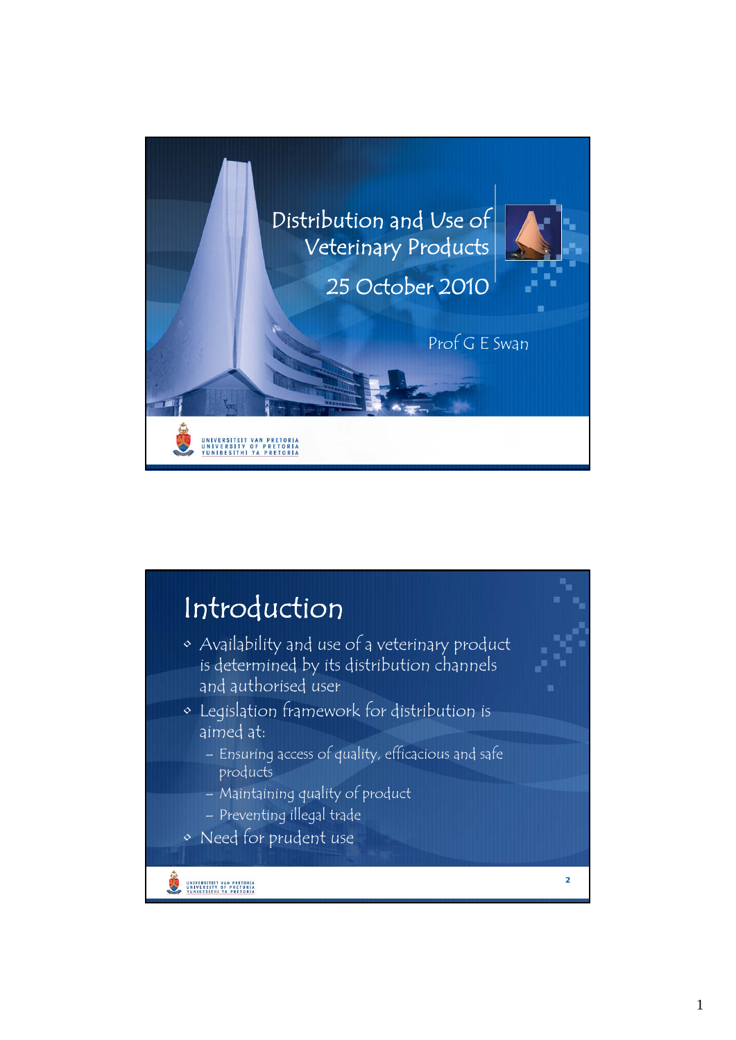# Distribution and Use of Veterinary Products

25 October 2010

Prof G E Swan

UNIVERSITEIT VAN PRETORIA
UNIVERSITY OF PRETORIA
YUNIBESITHI YA PRETORIA

## Introduction

- Availability and use of a veterinary product is determined by its distribution channels and authorised user
- Legislation framework for distribution is aimed at:
  - Ensuring access of quality, efficacious and safe products
  - Maintaining quality of product
  - Preventing illegal trade
- Need for prudent use

UNIVERSITEIT VAN PRETORIA
UNIVERSITY OF PRETORIA
YUNIBESITHI YA PRETORIA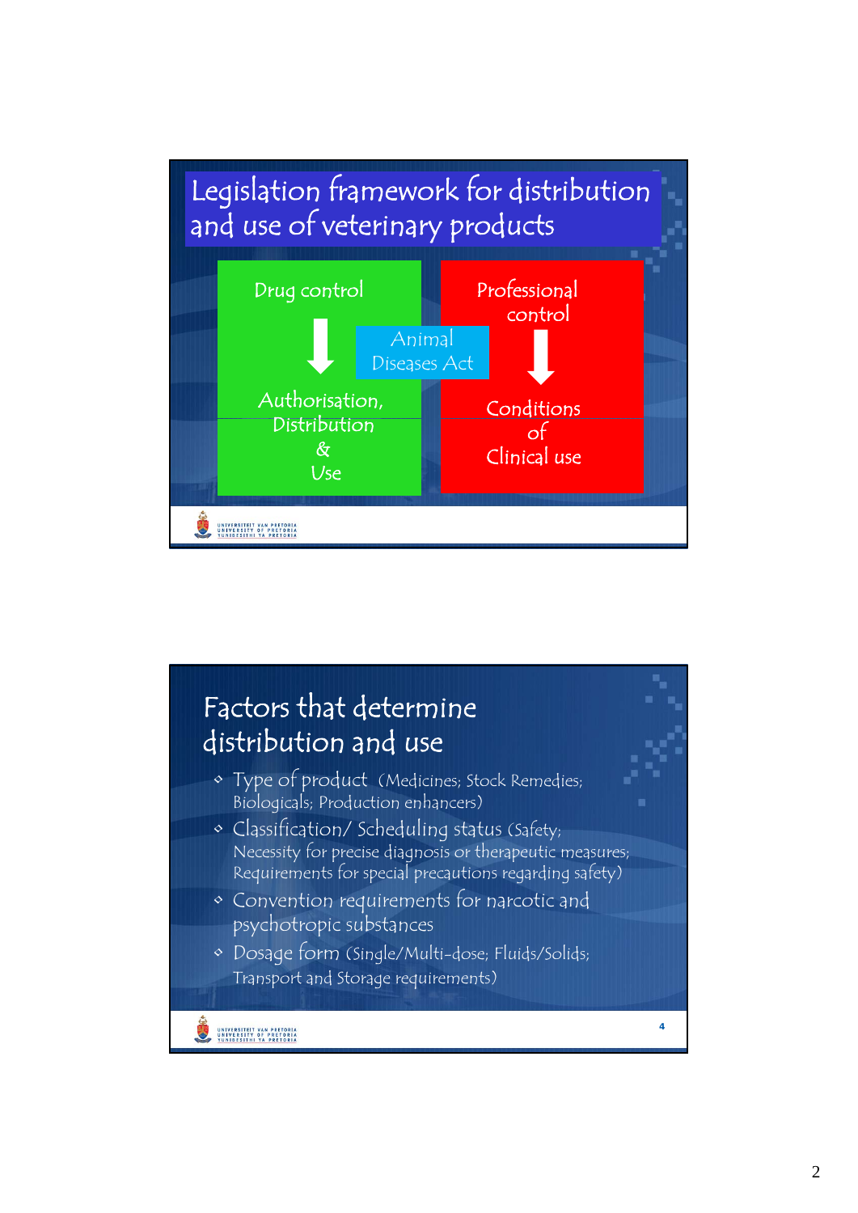## Legislation framework for distribution and use of veterinary products

**Drug control** → Authorisation, Distribution & Use

**Animal Diseases Act**

**Professional control** → Conditions of Clinical use

## Factors that determine distribution and use

- Type of product (Medicines; Stock Remedies; Biologicals; Production enhancers)
- Classification/ Scheduling status (Safety; Necessity for precise diagnosis or therapeutic measures; Requirements for special precautions regarding safety)
- Convention requirements for narcotic and psychotropic substances
- Dosage form (Single/Multi-dose; Fluids/Solids; Transport and Storage requirements)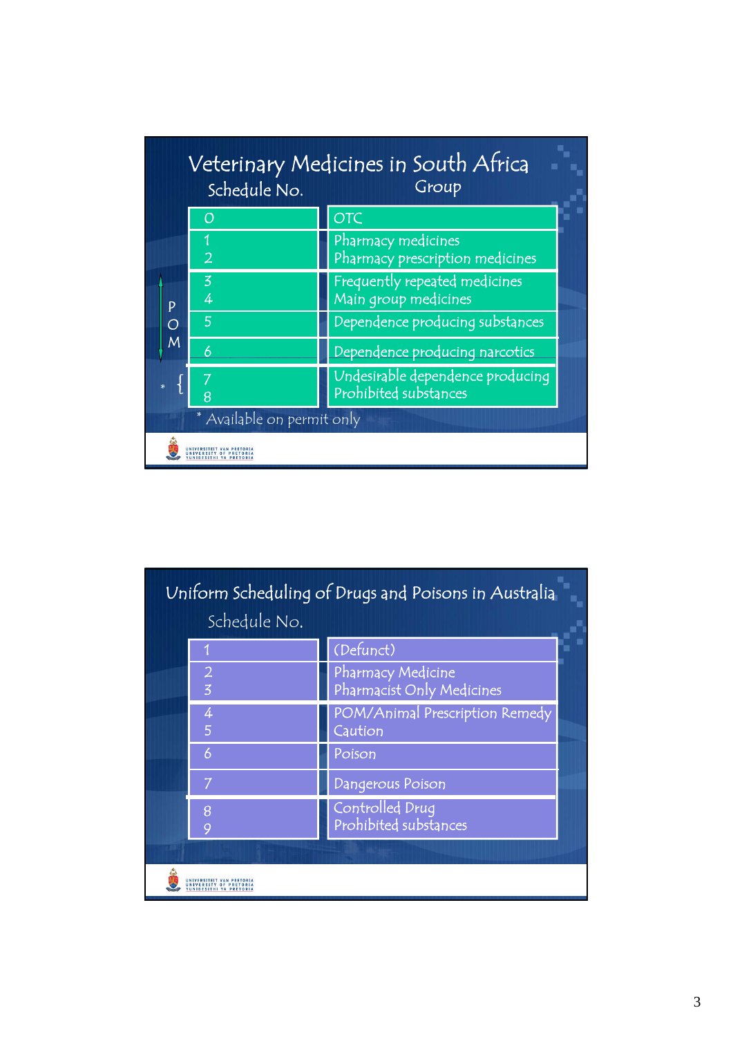## Veterinary Medicines in South Africa

| Schedule No. | Group |
| --- | --- |
| 0 | OTC |
| 1<br>2 | Pharmacy medicines<br>Pharmacy prescription medicines |
| 3<br>4 | Frequently repeated medicines<br>Main group medicines |
| 5 | Dependence producing substances |
| 6 | Dependence producing narcotics |
| 7 *<br>8 * | Undesirable dependence producing<br>Prohibited substances |

POM: Schedules 3–6

\* Available on permit only

## Uniform Scheduling of Drugs and Poisons in Australia

| Schedule No. | |
| --- | --- |
| 1 | (Defunct) |
| 2<br>3 | Pharmacy Medicine<br>Pharmacist Only Medicines |
| 4<br>5 | POM/Animal Prescription Remedy<br>Caution |
| 6 | Poison |
| 7 | Dangerous Poison |
| 8<br>9 | Controlled Drug<br>Prohibited substances |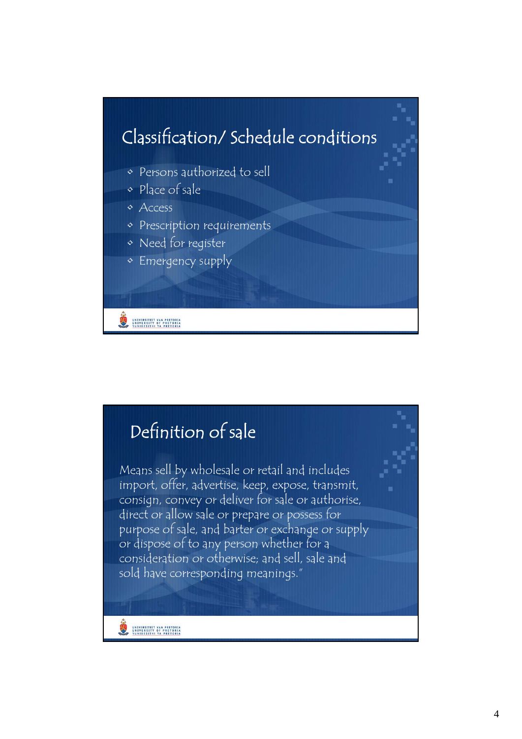## Classification/ Schedule conditions

- Persons authorized to sell
- Place of sale
- Access
- Prescription requirements
- Need for register
- Emergency supply

## Definition of sale

Means sell by wholesale or retail and includes import, offer, advertise, keep, expose, transmit, consign, convey or deliver for sale or authorise, direct or allow sale or prepare or possess for purpose of sale, and barter or exchange or supply or dispose of to any person whether for a consideration or otherwise; and sell, sale and sold have corresponding meanings."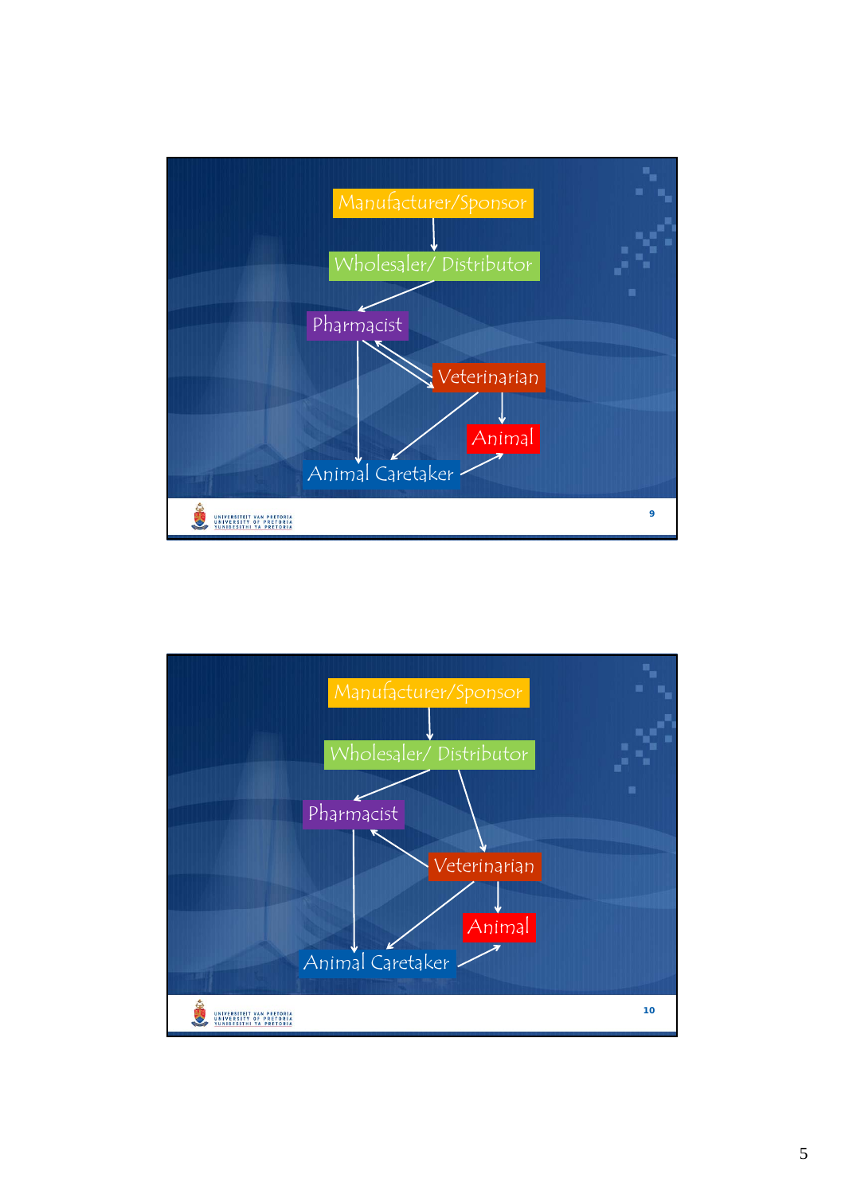Manufacturer/Sponsor

Wholesaler/ Distributor

Pharmacist

Veterinarian

Animal

Animal Caretaker

Manufacturer/Sponsor

Wholesaler/ Distributor

Pharmacist

Veterinarian

Animal

Animal Caretaker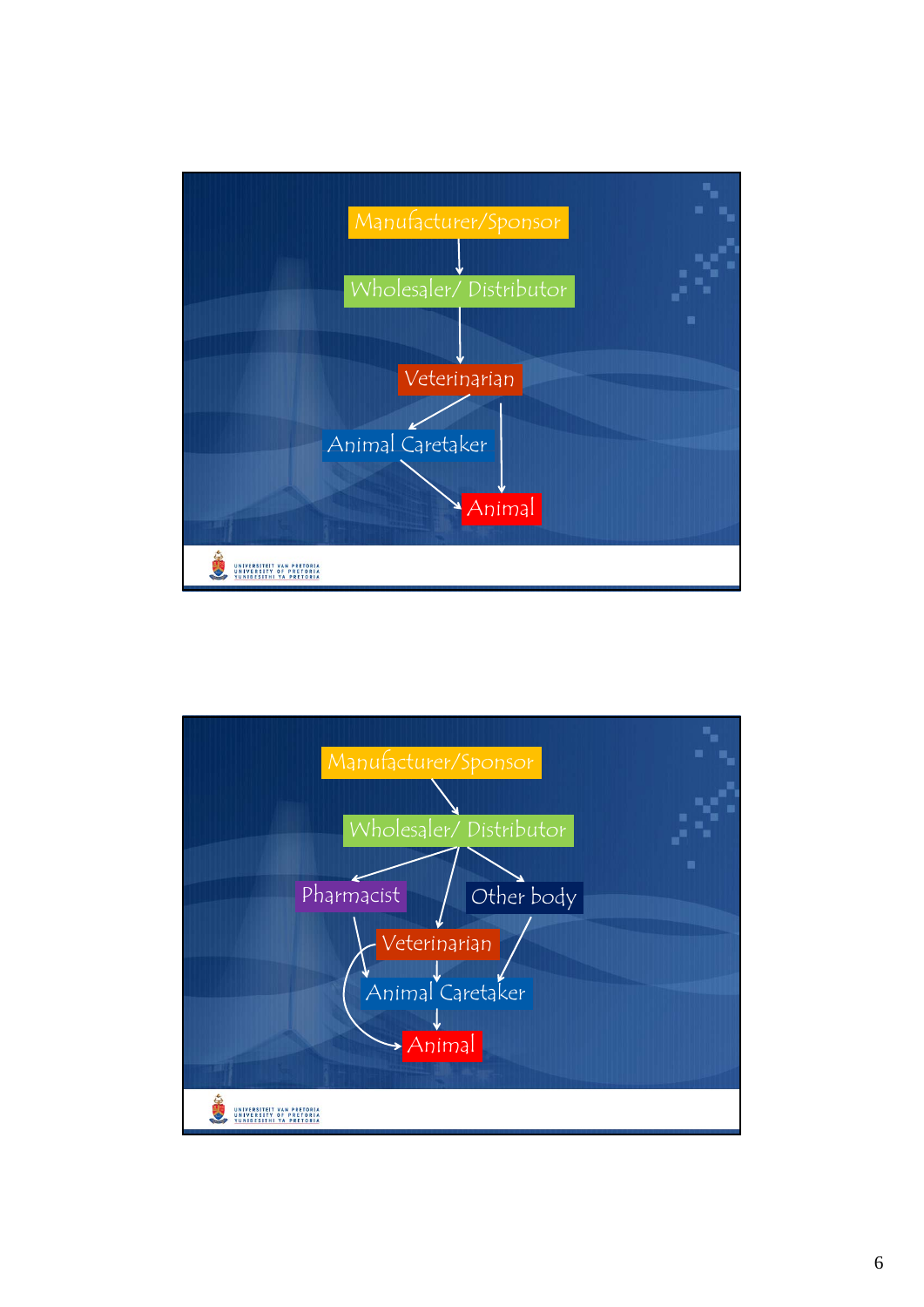Manufacturer/Sponsor

Wholesaler/ Distributor

Veterinarian

Animal Caretaker

Animal

Manufacturer/Sponsor

Wholesaler/ Distributor

Pharmacist

Other body

Veterinarian

Animal Caretaker

Animal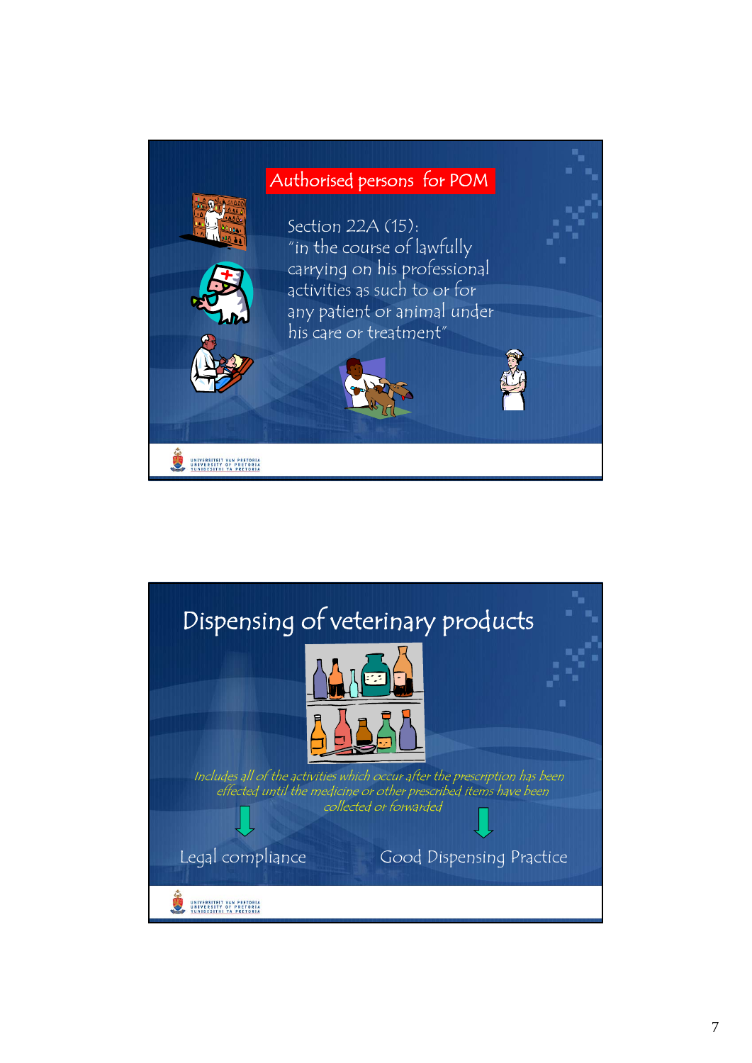## Authorised persons for POM

Section 22A (15):
"in the course of lawfully carrying on his professional activities as such to or for any patient or animal under his care or treatment"

## Dispensing of veterinary products

*Includes all of the activities which occur after the prescription has been effected until the medicine or other prescribed items have been collected or forwarded*

Legal compliance

Good Dispensing Practice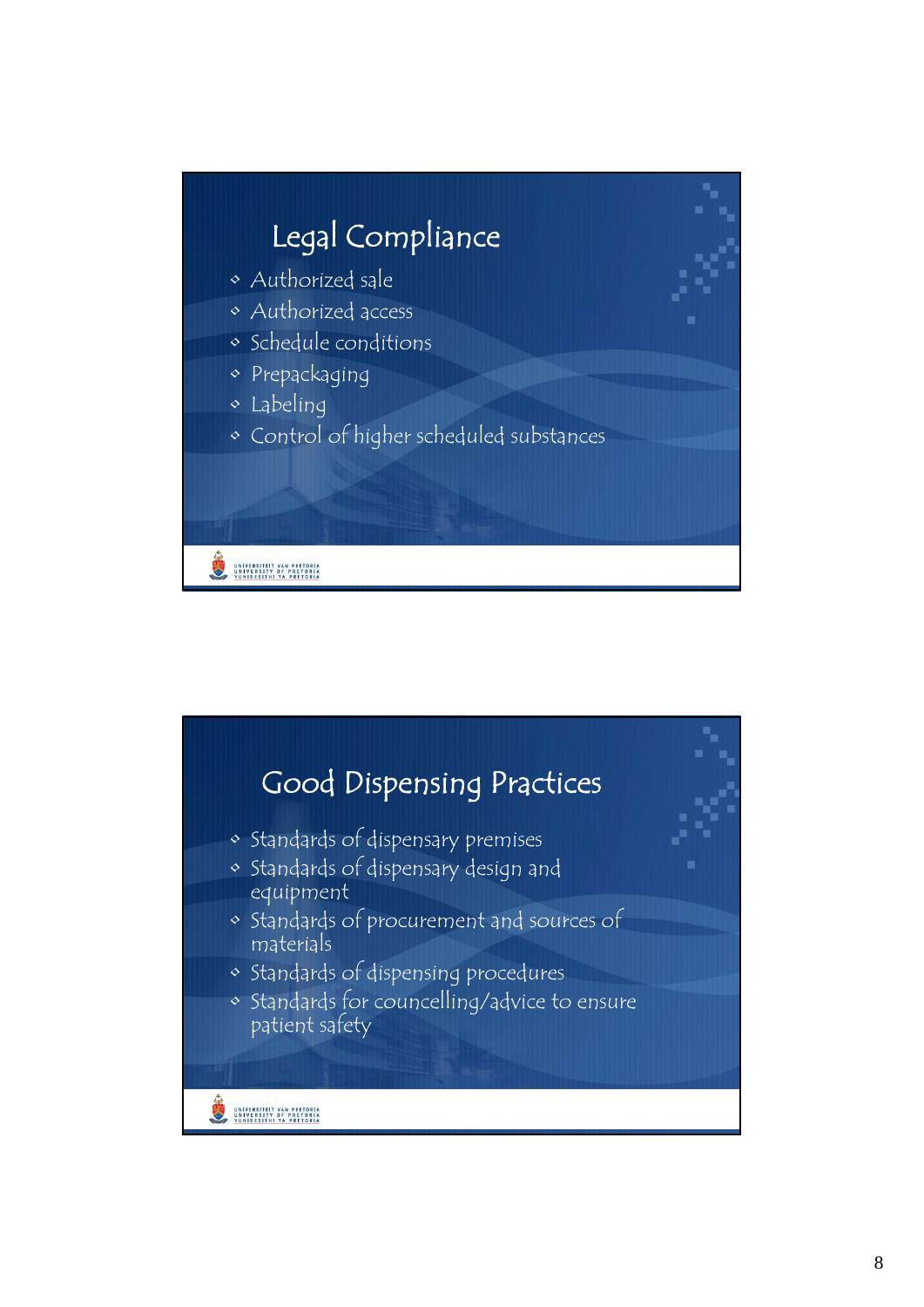## Legal Compliance

- Authorized sale
- Authorized access
- Schedule conditions
- Prepackaging
- Labeling
- Control of higher scheduled substances

## Good Dispensing Practices

- Standards of dispensary premises
- Standards of dispensary design and equipment
- Standards of procurement and sources of materials
- Standards of dispensing procedures
- Standards for councelling/advice to ensure patient safety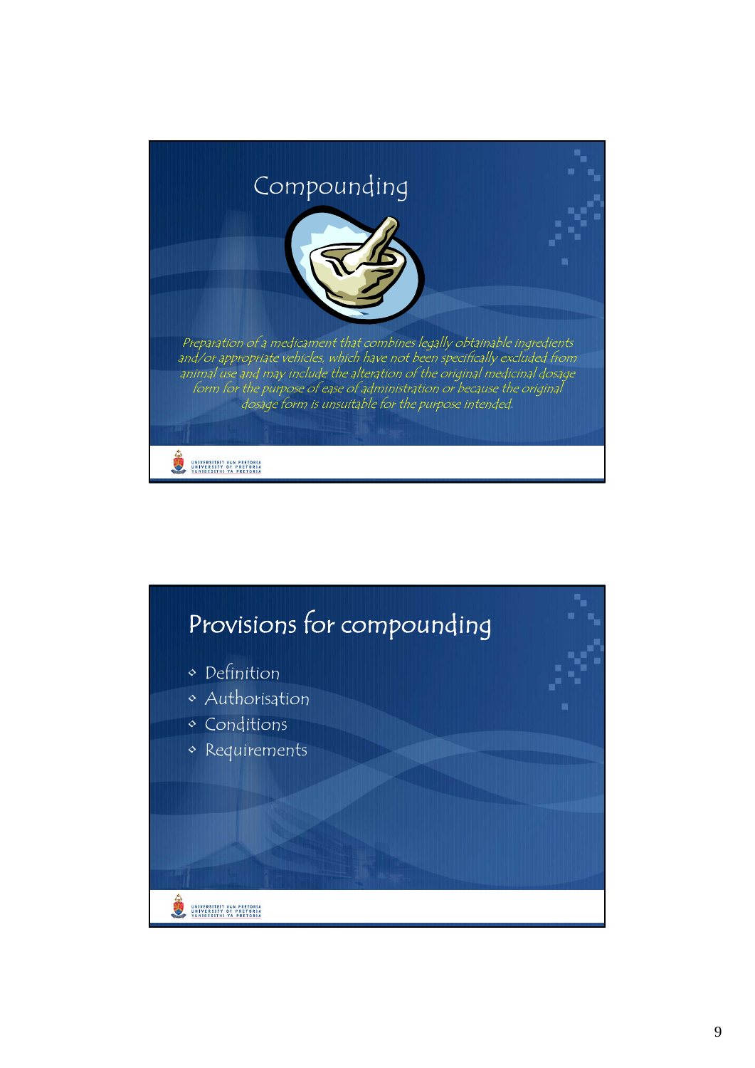# Compounding

*Preparation of a medicament that combines legally obtainable ingredients and/or appropriate vehicles, which have not been specifically excluded from animal use and may include the alteration of the original medicinal dosage form for the purpose of ease of administration or because the original dosage form is unsuitable for the purpose intended.*

# Provisions for compounding

- Definition
- Authorisation
- Conditions
- Requirements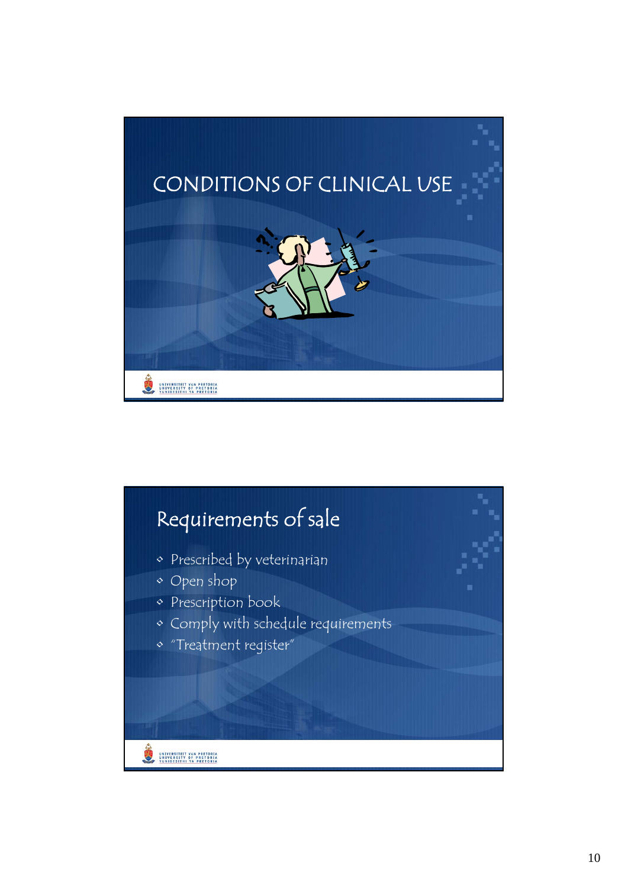# CONDITIONS OF CLINICAL USE

## Requirements of sale

- Prescribed by veterinarian
- Open shop
- Prescription book
- Comply with schedule requirements
- "Treatment register"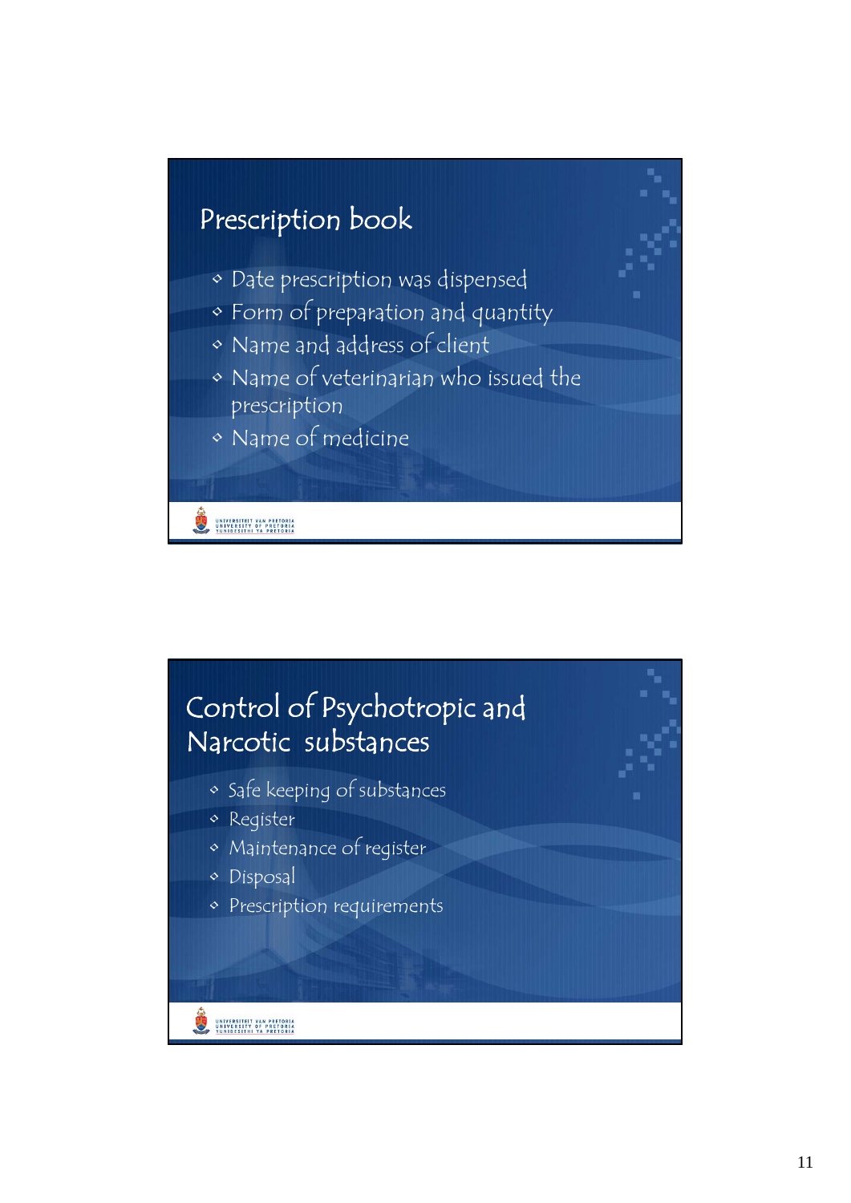## Prescription book

- Date prescription was dispensed
- Form of preparation and quantity
- Name and address of client
- Name of veterinarian who issued the prescription
- Name of medicine

## Control of Psychotropic and Narcotic substances

- Safe keeping of substances
- Register
- Maintenance of register
- Disposal
- Prescription requirements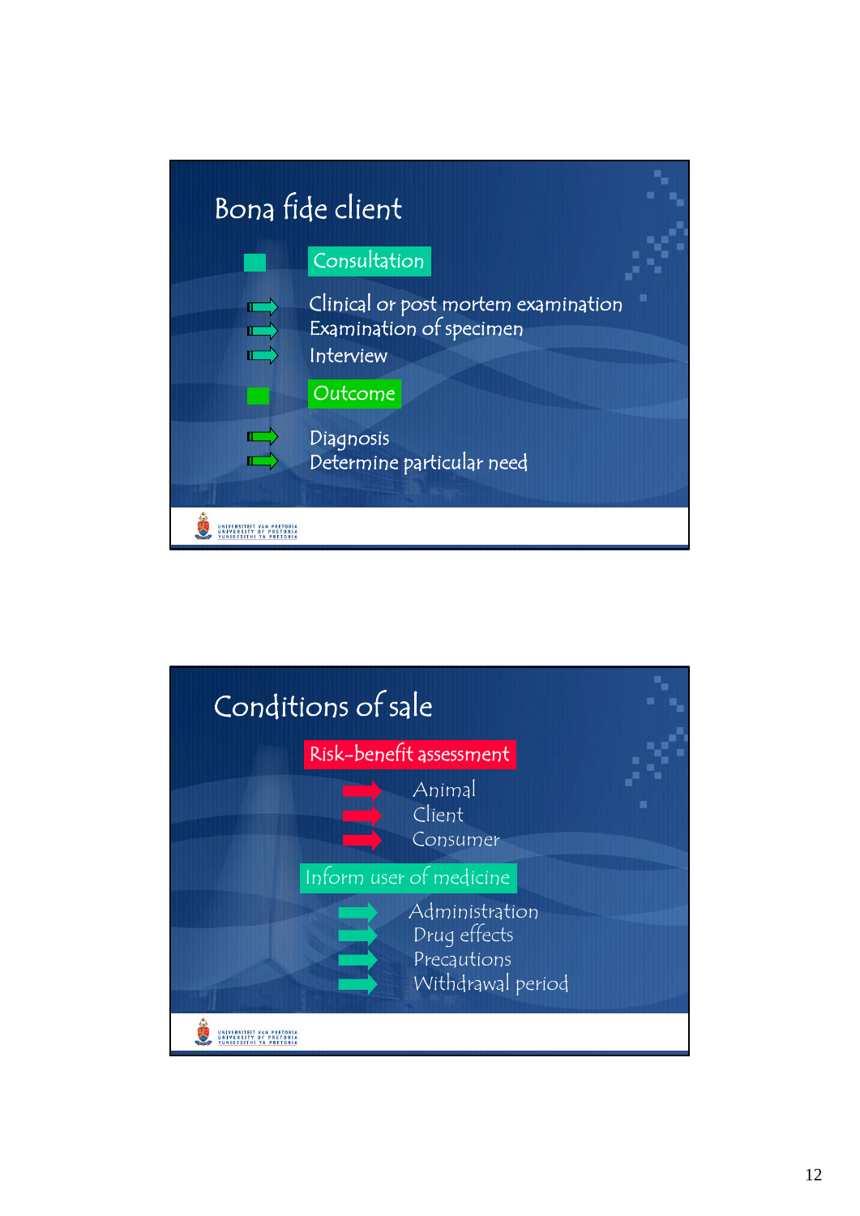## Bona fide client

- **Consultation**
  - Clinical or post mortem examination
  - Examination of specimen
  - Interview
- **Outcome**
  - Diagnosis
  - Determine particular need

## Conditions of sale

- **Risk-benefit assessment**
  - Animal
  - Client
  - Consumer
- **Inform user of medicine**
  - Administration
  - Drug effects
  - Precautions
  - Withdrawal period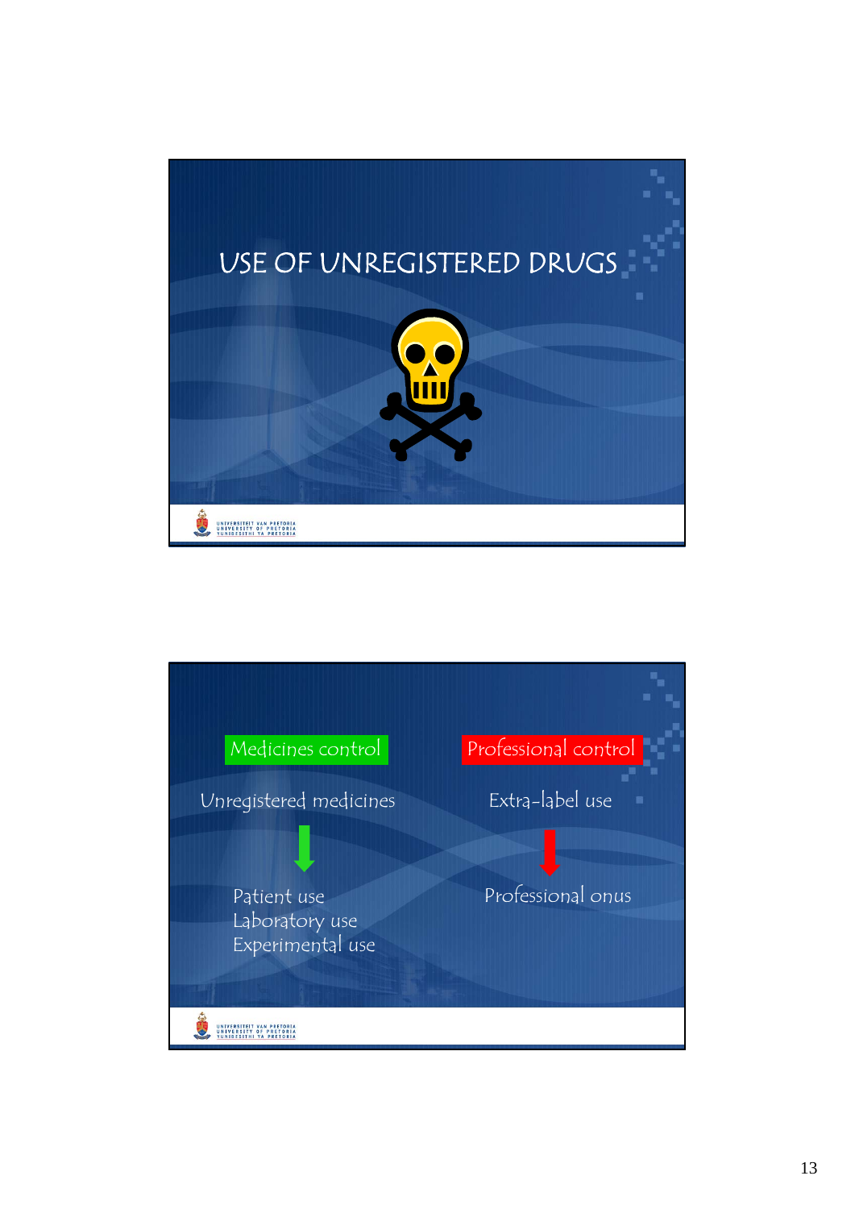# USE OF UNREGISTERED DRUGS

---

**Medicines control**

Unregistered medicines

↓

- Patient use
- Laboratory use
- Experimental use

**Professional control**

Extra-label use

↓

Professional onus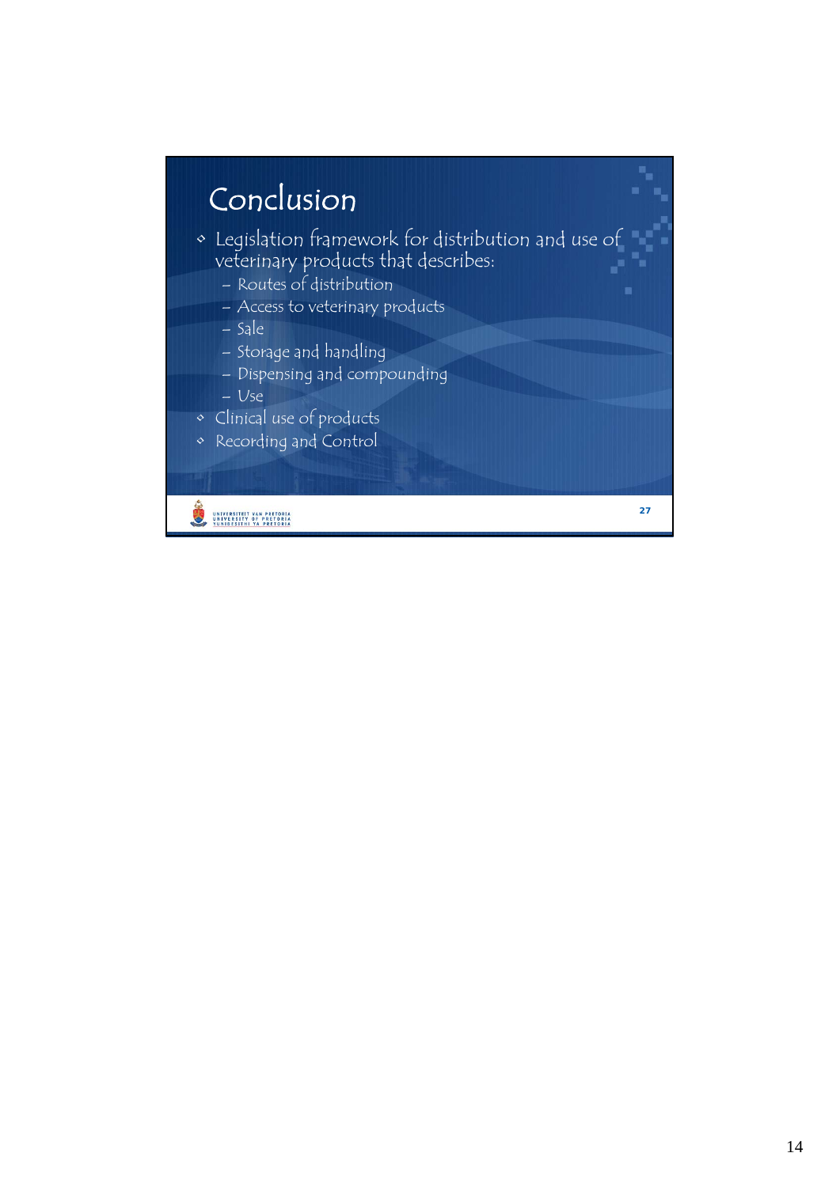# Conclusion

- Legislation framework for distribution and use of veterinary products that describes:
  - Routes of distribution
  - Access to veterinary products
  - Sale
  - Storage and handling
  - Dispensing and compounding
  - Use
- Clinical use of products
- Recording and Control